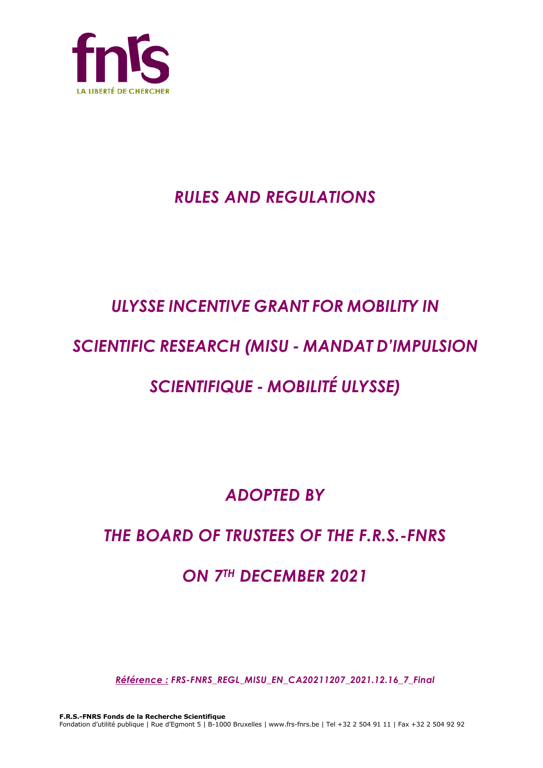# *RULES AND REGULATIONS*

# *ULYSSE INCENTIVE GRANT FOR MOBILITY IN SCIENTIFIC RESEARCH (MISU - MANDAT D'IMPULSION SCIENTIFIQUE - MOBILITÉ ULYSSE)*

## *ADOPTED BY*

## *THE BOARD OF TRUSTEES OF THE F.R.S.-FNRS*

## *ON 7TH DECEMBER 2021*

*__Référence :__ FRS-FNRS_REGL_MISU_EN_CA20211207_2021.12.16_7_Final*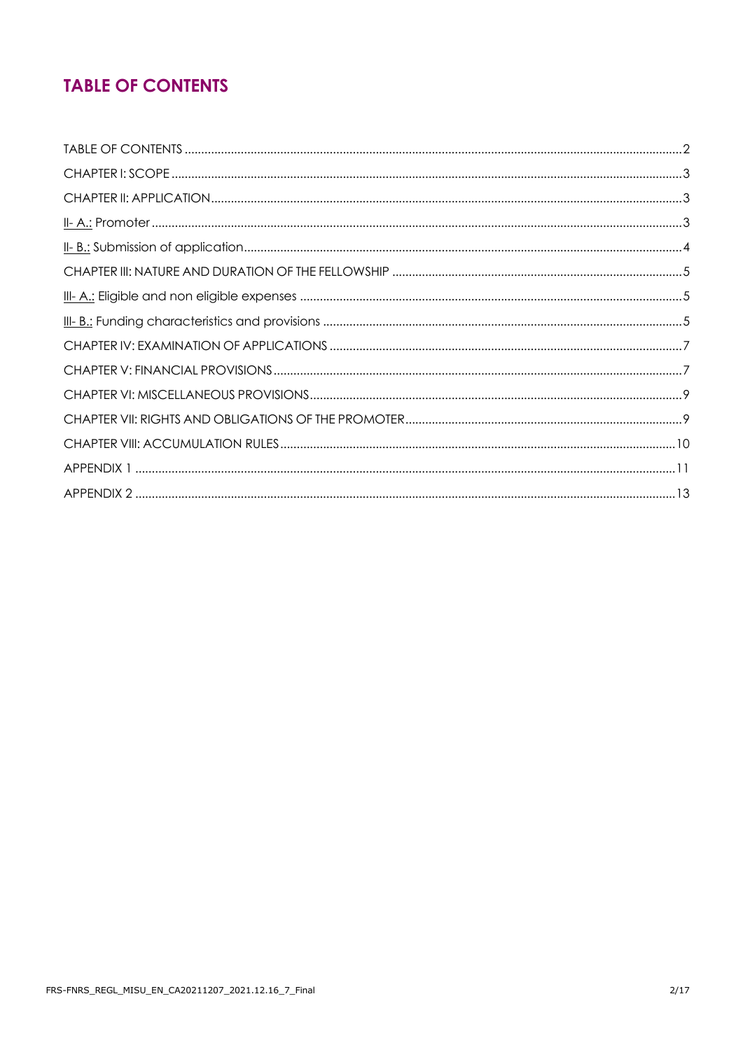# TABLE OF CONTENTS

TABLE OF CONTENTS ..... 2
CHAPTER I: SCOPE ..... 3
CHAPTER II: APPLICATION ..... 3
II- A.: Promoter ..... 3
II- B.: Submission of application ..... 4
CHAPTER III: NATURE AND DURATION OF THE FELLOWSHIP ..... 5
III- A.: Eligible and non eligible expenses ..... 5
III- B.: Funding characteristics and provisions ..... 5
CHAPTER IV: EXAMINATION OF APPLICATIONS ..... 7
CHAPTER V: FINANCIAL PROVISIONS ..... 7
CHAPTER VI: MISCELLANEOUS PROVISIONS ..... 9
CHAPTER VII: RIGHTS AND OBLIGATIONS OF THE PROMOTER ..... 9
CHAPTER VIII: ACCUMULATION RULES ..... 10
APPENDIX 1 ..... 11
APPENDIX 2 ..... 13

FRS-FNRS_REGL_MISU_EN_CA20211207_2021.12.16_7_Final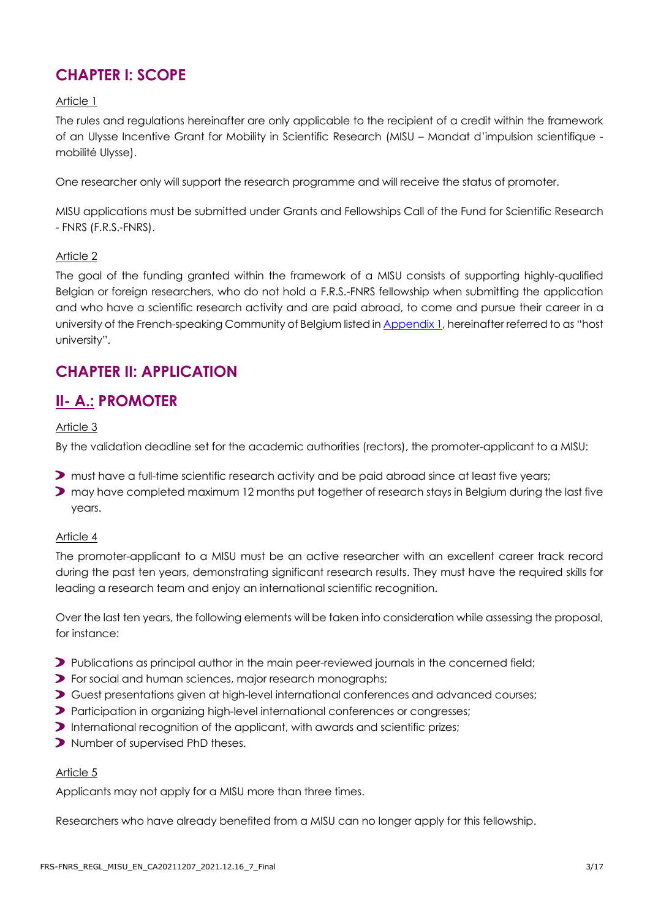# CHAPTER I: SCOPE

Article 1

The rules and regulations hereinafter are only applicable to the recipient of a credit within the framework of an Ulysse Incentive Grant for Mobility in Scientific Research (MISU – Mandat d'impulsion scientifique - mobilité Ulysse).

One researcher only will support the research programme and will receive the status of promoter.

MISU applications must be submitted under Grants and Fellowships Call of the Fund for Scientific Research - FNRS (F.R.S.-FNRS).

Article 2

The goal of the funding granted within the framework of a MISU consists of supporting highly-qualified Belgian or foreign researchers, who do not hold a F.R.S.-FNRS fellowship when submitting the application and who have a scientific research activity and are paid abroad, to come and pursue their career in a university of the French-speaking Community of Belgium listed in Appendix 1, hereinafter referred to as "host university".

# CHAPTER II: APPLICATION

## II- A.: PROMOTER

Article 3

By the validation deadline set for the academic authorities (rectors), the promoter-applicant to a MISU:

- must have a full-time scientific research activity and be paid abroad since at least five years;
- may have completed maximum 12 months put together of research stays in Belgium during the last five years.

Article 4

The promoter-applicant to a MISU must be an active researcher with an excellent career track record during the past ten years, demonstrating significant research results. They must have the required skills for leading a research team and enjoy an international scientific recognition.

Over the last ten years, the following elements will be taken into consideration while assessing the proposal, for instance:

- Publications as principal author in the main peer-reviewed journals in the concerned field;
- For social and human sciences, major research monographs;
- Guest presentations given at high-level international conferences and advanced courses;
- Participation in organizing high-level international conferences or congresses;
- International recognition of the applicant, with awards and scientific prizes;
- Number of supervised PhD theses.

Article 5

Applicants may not apply for a MISU more than three times.

Researchers who have already benefited from a MISU can no longer apply for this fellowship.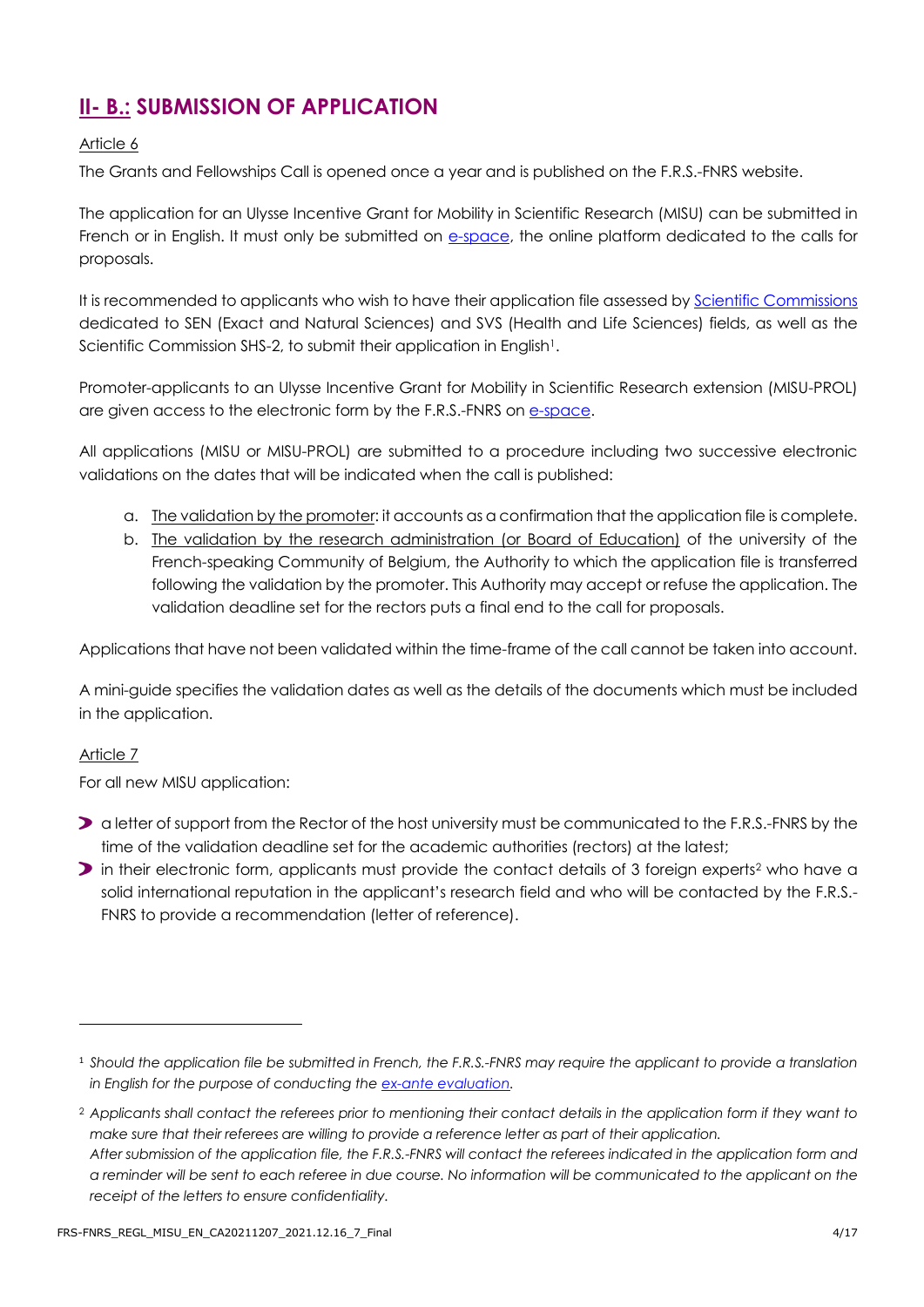## II- B.: SUBMISSION OF APPLICATION

Article 6

The Grants and Fellowships Call is opened once a year and is published on the F.R.S.-FNRS website.

The application for an Ulysse Incentive Grant for Mobility in Scientific Research (MISU) can be submitted in French or in English. It must only be submitted on e-space, the online platform dedicated to the calls for proposals.

It is recommended to applicants who wish to have their application file assessed by Scientific Commissions dedicated to SEN (Exact and Natural Sciences) and SVS (Health and Life Sciences) fields, as well as the Scientific Commission SHS-2, to submit their application in English[1].

Promoter-applicants to an Ulysse Incentive Grant for Mobility in Scientific Research extension (MISU-PROL) are given access to the electronic form by the F.R.S.-FNRS on e-space.

All applications (MISU or MISU-PROL) are submitted to a procedure including two successive electronic validations on the dates that will be indicated when the call is published:

a. The validation by the promoter: it accounts as a confirmation that the application file is complete.
b. The validation by the research administration (or Board of Education) of the university of the French-speaking Community of Belgium, the Authority to which the application file is transferred following the validation by the promoter. This Authority may accept or refuse the application. The validation deadline set for the rectors puts a final end to the call for proposals.

Applications that have not been validated within the time-frame of the call cannot be taken into account.

A mini-guide specifies the validation dates as well as the details of the documents which must be included in the application.

Article 7

For all new MISU application:

- a letter of support from the Rector of the host university must be communicated to the F.R.S.-FNRS by the time of the validation deadline set for the academic authorities (rectors) at the latest;
- in their electronic form, applicants must provide the contact details of 3 foreign experts[2] who have a solid international reputation in the applicant's research field and who will be contacted by the F.R.S.-FNRS to provide a recommendation (letter of reference).

---

[1] *Should the application file be submitted in French, the F.R.S.-FNRS may require the applicant to provide a translation in English for the purpose of conducting the ex-ante evaluation.*

[2] *Applicants shall contact the referees prior to mentioning their contact details in the application form if they want to make sure that their referees are willing to provide a reference letter as part of their application.*
*After submission of the application file, the F.R.S.-FNRS will contact the referees indicated in the application form and a reminder will be sent to each referee in due course. No information will be communicated to the applicant on the receipt of the letters to ensure confidentiality.*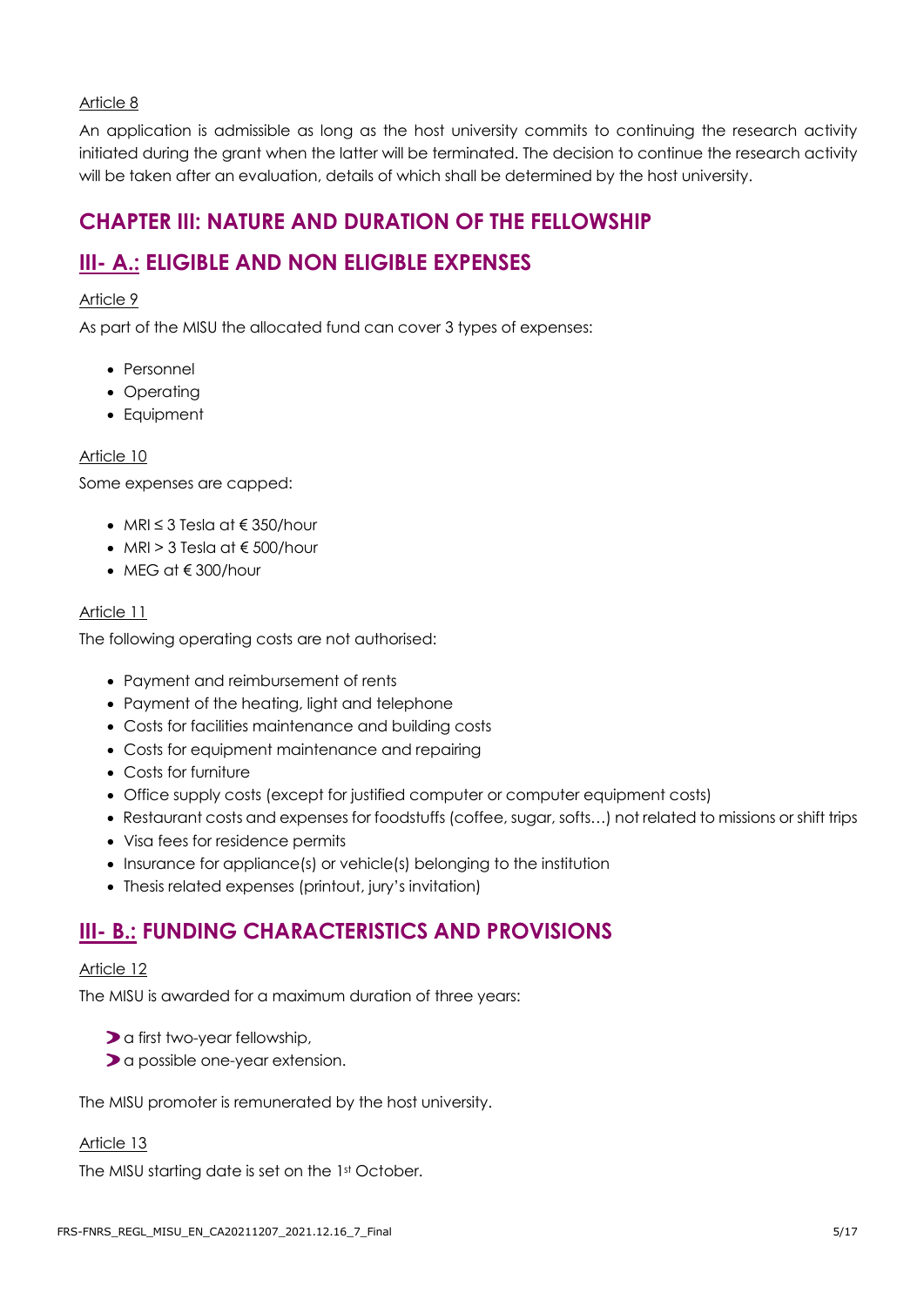Article 8

An application is admissible as long as the host university commits to continuing the research activity initiated during the grant when the latter will be terminated. The decision to continue the research activity will be taken after an evaluation, details of which shall be determined by the host university.

## CHAPTER III: NATURE AND DURATION OF THE FELLOWSHIP

## III- A.: ELIGIBLE AND NON ELIGIBLE EXPENSES

Article 9

As part of the MISU the allocated fund can cover 3 types of expenses:

- Personnel
- Operating
- Equipment

Article 10

Some expenses are capped:

- MRI ≤ 3 Tesla at € 350/hour
- MRI > 3 Tesla at € 500/hour
- MEG at € 300/hour

Article 11

The following operating costs are not authorised:

- Payment and reimbursement of rents
- Payment of the heating, light and telephone
- Costs for facilities maintenance and building costs
- Costs for equipment maintenance and repairing
- Costs for furniture
- Office supply costs (except for justified computer or computer equipment costs)
- Restaurant costs and expenses for foodstuffs (coffee, sugar, softs…) not related to missions or shift trips
- Visa fees for residence permits
- Insurance for appliance(s) or vehicle(s) belonging to the institution
- Thesis related expenses (printout, jury's invitation)

## III- B.: FUNDING CHARACTERISTICS AND PROVISIONS

Article 12

The MISU is awarded for a maximum duration of three years:

- a first two-year fellowship,
- a possible one-year extension.

The MISU promoter is remunerated by the host university.

Article 13

The MISU starting date is set on the 1st October.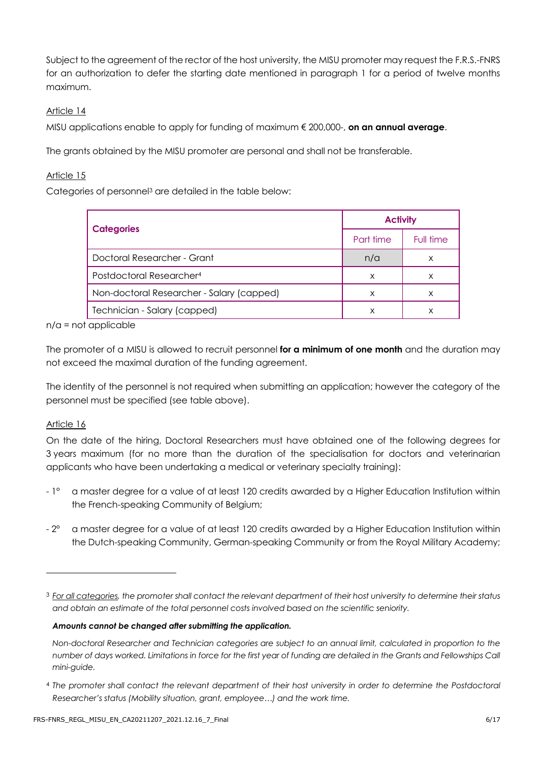Subject to the agreement of the rector of the host university, the MISU promoter may request the F.R.S.-FNRS for an authorization to defer the starting date mentioned in paragraph 1 for a period of twelve months maximum.

Article 14

MISU applications enable to apply for funding of maximum € 200,000-, **on an annual average**.

The grants obtained by the MISU promoter are personal and shall not be transferable.

Article 15

Categories of personnel[3] are detailed in the table below:

| **Categories** | **Activity** | |
|---|---|---|
| | Part time | Full time |
| Doctoral Researcher - Grant | n/a | x |
| Postdoctoral Researcher[4] | x | x |
| Non-doctoral Researcher - Salary (capped) | x | x |
| Technician - Salary (capped) | x | x |

n/a = not applicable

The promoter of a MISU is allowed to recruit personnel **for a minimum of one month** and the duration may not exceed the maximal duration of the funding agreement.

The identity of the personnel is not required when submitting an application; however the category of the personnel must be specified (see table above).

Article 16

On the date of the hiring, Doctoral Researchers must have obtained one of the following degrees for 3 years maximum (for no more than the duration of the specialisation for doctors and veterinarian applicants who have been undertaking a medical or veterinary specialty training):

- 1° a master degree for a value of at least 120 credits awarded by a Higher Education Institution within the French-speaking Community of Belgium;
- 2° a master degree for a value of at least 120 credits awarded by a Higher Education Institution within the Dutch-speaking Community, German-speaking Community or from the Royal Military Academy;

---

[3] *For all categories, the promoter shall contact the relevant department of their host university to determine their status and obtain an estimate of the total personnel costs involved based on the scientific seniority.*

***Amounts cannot be changed after submitting the application.***

*Non-doctoral Researcher and Technician categories are subject to an annual limit, calculated in proportion to the number of days worked. Limitations in force for the first year of funding are detailed in the Grants and Fellowships Call mini-guide.*

[4] *The promoter shall contact the relevant department of their host university in order to determine the Postdoctoral Researcher's status (Mobility situation, grant, employee…) and the work time.*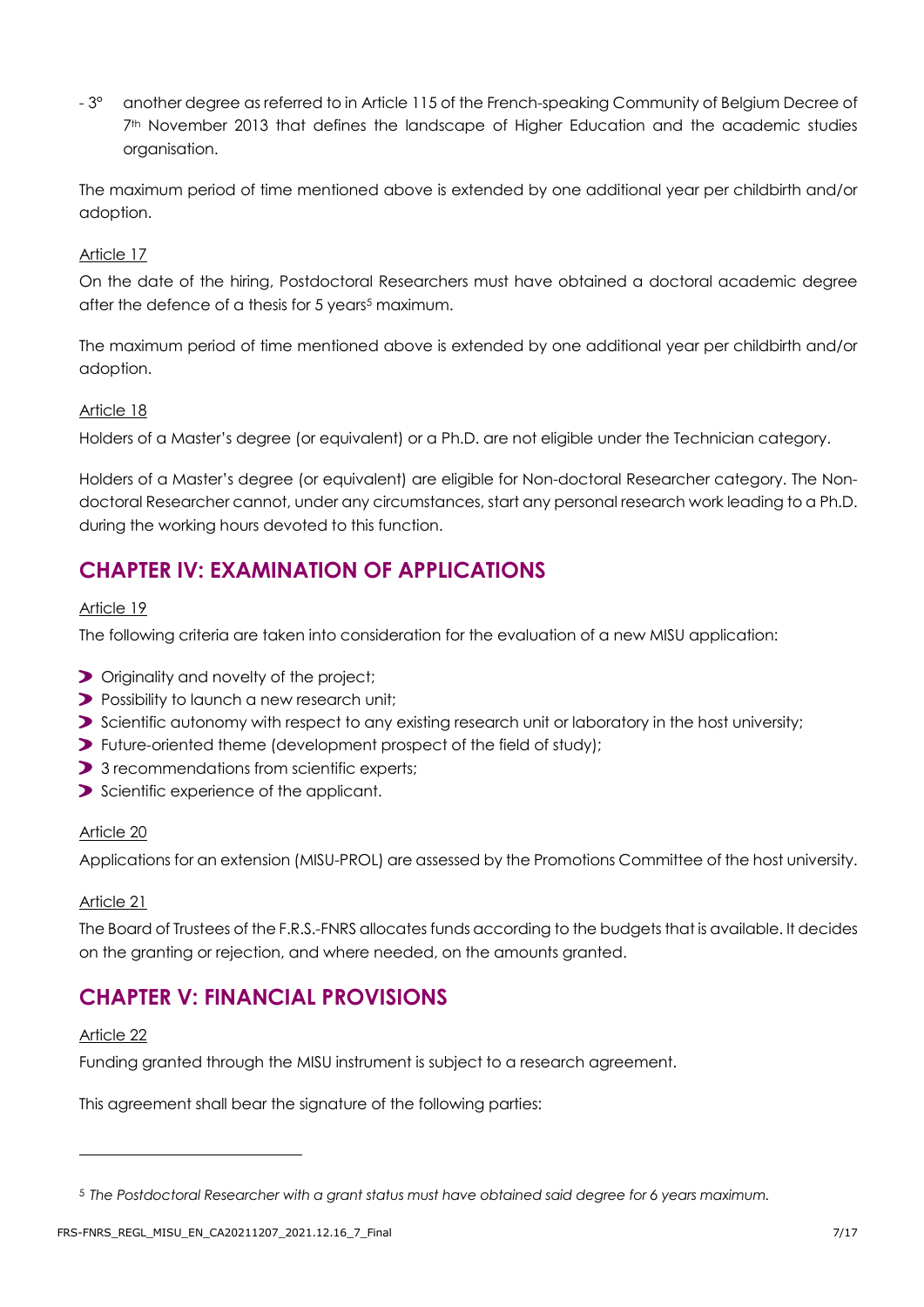- 3° another degree as referred to in Article 115 of the French-speaking Community of Belgium Decree of 7th November 2013 that defines the landscape of Higher Education and the academic studies organisation.

The maximum period of time mentioned above is extended by one additional year per childbirth and/or adoption.

Article 17

On the date of the hiring, Postdoctoral Researchers must have obtained a doctoral academic degree after the defence of a thesis for 5 years[5] maximum.

The maximum period of time mentioned above is extended by one additional year per childbirth and/or adoption.

Article 18

Holders of a Master's degree (or equivalent) or a Ph.D. are not eligible under the Technician category.

Holders of a Master's degree (or equivalent) are eligible for Non-doctoral Researcher category. The Non-doctoral Researcher cannot, under any circumstances, start any personal research work leading to a Ph.D. during the working hours devoted to this function.

## CHAPTER IV: EXAMINATION OF APPLICATIONS

Article 19

The following criteria are taken into consideration for the evaluation of a new MISU application:

- Originality and novelty of the project;
- Possibility to launch a new research unit;
- Scientific autonomy with respect to any existing research unit or laboratory in the host university;
- Future-oriented theme (development prospect of the field of study);
- 3 recommendations from scientific experts;
- Scientific experience of the applicant.

Article 20

Applications for an extension (MISU-PROL) are assessed by the Promotions Committee of the host university.

Article 21

The Board of Trustees of the F.R.S.-FNRS allocates funds according to the budgets that is available. It decides on the granting or rejection, and where needed, on the amounts granted.

## CHAPTER V: FINANCIAL PROVISIONS

Article 22

Funding granted through the MISU instrument is subject to a research agreement.

This agreement shall bear the signature of the following parties:

[5] *The Postdoctoral Researcher with a grant status must have obtained said degree for 6 years maximum.*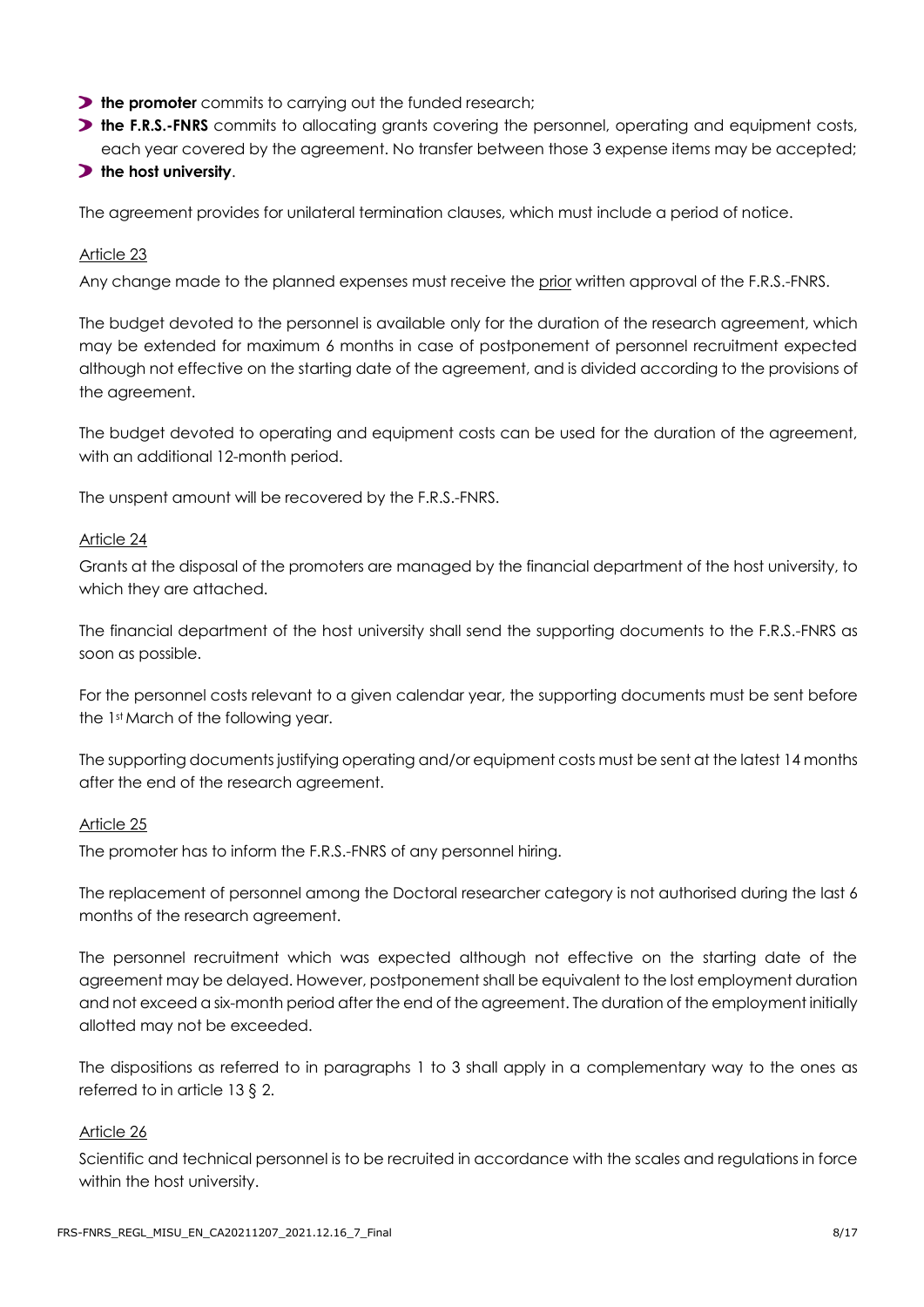- **the promoter** commits to carrying out the funded research;
- **the F.R.S.-FNRS** commits to allocating grants covering the personnel, operating and equipment costs, each year covered by the agreement. No transfer between those 3 expense items may be accepted;
- **the host university**.

The agreement provides for unilateral termination clauses, which must include a period of notice.

Article 23

Any change made to the planned expenses must receive the prior written approval of the F.R.S.-FNRS.

The budget devoted to the personnel is available only for the duration of the research agreement, which may be extended for maximum 6 months in case of postponement of personnel recruitment expected although not effective on the starting date of the agreement, and is divided according to the provisions of the agreement.

The budget devoted to operating and equipment costs can be used for the duration of the agreement, with an additional 12-month period.

The unspent amount will be recovered by the F.R.S.-FNRS.

Article 24

Grants at the disposal of the promoters are managed by the financial department of the host university, to which they are attached.

The financial department of the host university shall send the supporting documents to the F.R.S.-FNRS as soon as possible.

For the personnel costs relevant to a given calendar year, the supporting documents must be sent before the 1st March of the following year.

The supporting documents justifying operating and/or equipment costs must be sent at the latest 14 months after the end of the research agreement.

Article 25

The promoter has to inform the F.R.S.-FNRS of any personnel hiring.

The replacement of personnel among the Doctoral researcher category is not authorised during the last 6 months of the research agreement.

The personnel recruitment which was expected although not effective on the starting date of the agreement may be delayed. However, postponement shall be equivalent to the lost employment duration and not exceed a six-month period after the end of the agreement. The duration of the employment initially allotted may not be exceeded.

The dispositions as referred to in paragraphs 1 to 3 shall apply in a complementary way to the ones as referred to in article 13 § 2.

Article 26

Scientific and technical personnel is to be recruited in accordance with the scales and regulations in force within the host university.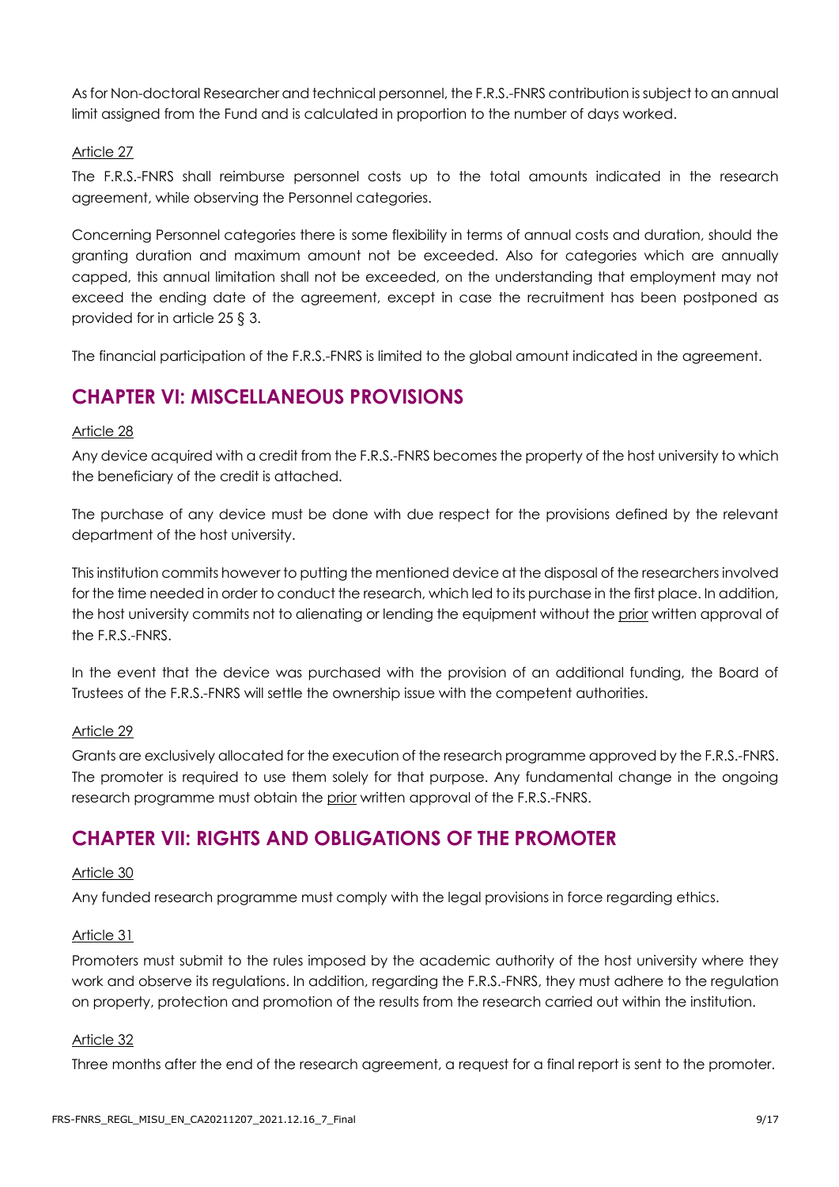As for Non-doctoral Researcher and technical personnel, the F.R.S.-FNRS contribution is subject to an annual limit assigned from the Fund and is calculated in proportion to the number of days worked.

Article 27

The F.R.S.-FNRS shall reimburse personnel costs up to the total amounts indicated in the research agreement, while observing the Personnel categories.

Concerning Personnel categories there is some flexibility in terms of annual costs and duration, should the granting duration and maximum amount not be exceeded. Also for categories which are annually capped, this annual limitation shall not be exceeded, on the understanding that employment may not exceed the ending date of the agreement, except in case the recruitment has been postponed as provided for in article 25 § 3.

The financial participation of the F.R.S.-FNRS is limited to the global amount indicated in the agreement.

## CHAPTER VI: MISCELLANEOUS PROVISIONS

Article 28

Any device acquired with a credit from the F.R.S.-FNRS becomes the property of the host university to which the beneficiary of the credit is attached.

The purchase of any device must be done with due respect for the provisions defined by the relevant department of the host university.

This institution commits however to putting the mentioned device at the disposal of the researchers involved for the time needed in order to conduct the research, which led to its purchase in the first place. In addition, the host university commits not to alienating or lending the equipment without the prior written approval of the F.R.S.-FNRS.

In the event that the device was purchased with the provision of an additional funding, the Board of Trustees of the F.R.S.-FNRS will settle the ownership issue with the competent authorities.

Article 29

Grants are exclusively allocated for the execution of the research programme approved by the F.R.S.-FNRS. The promoter is required to use them solely for that purpose. Any fundamental change in the ongoing research programme must obtain the prior written approval of the F.R.S.-FNRS.

## CHAPTER VII: RIGHTS AND OBLIGATIONS OF THE PROMOTER

Article 30

Any funded research programme must comply with the legal provisions in force regarding ethics.

Article 31

Promoters must submit to the rules imposed by the academic authority of the host university where they work and observe its regulations. In addition, regarding the F.R.S.-FNRS, they must adhere to the regulation on property, protection and promotion of the results from the research carried out within the institution.

Article 32

Three months after the end of the research agreement, a request for a final report is sent to the promoter.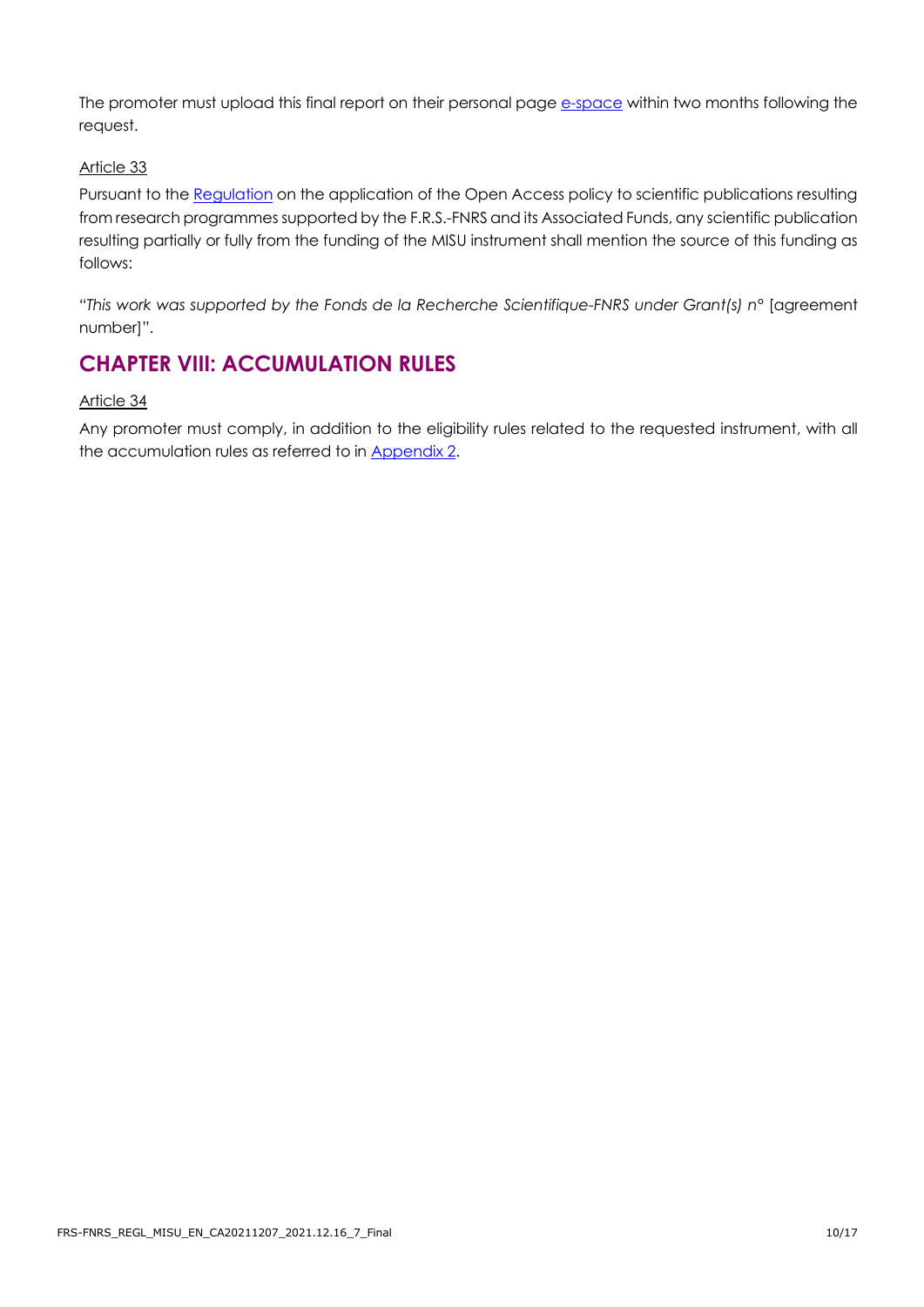The promoter must upload this final report on their personal page e-space within two months following the request.

Article 33

Pursuant to the Regulation on the application of the Open Access policy to scientific publications resulting from research programmes supported by the F.R.S.-FNRS and its Associated Funds, any scientific publication resulting partially or fully from the funding of the MISU instrument shall mention the source of this funding as follows:

"*This work was supported by the Fonds de la Recherche Scientifique-FNRS under Grant(s) n°* [agreement number]".

## CHAPTER VIII: ACCUMULATION RULES

Article 34

Any promoter must comply, in addition to the eligibility rules related to the requested instrument, with all the accumulation rules as referred to in Appendix 2.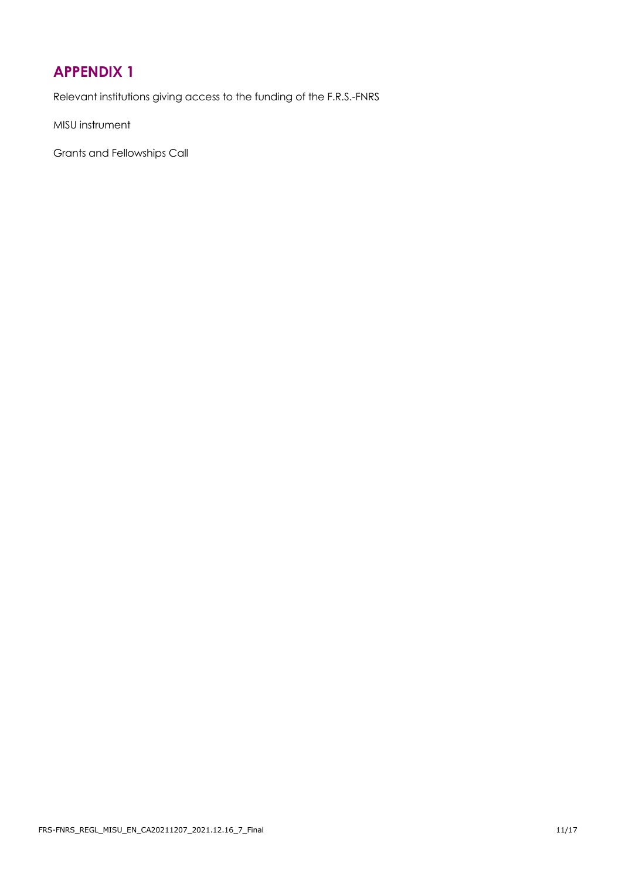# APPENDIX 1

Relevant institutions giving access to the funding of the F.R.S.-FNRS

MISU instrument

Grants and Fellowships Call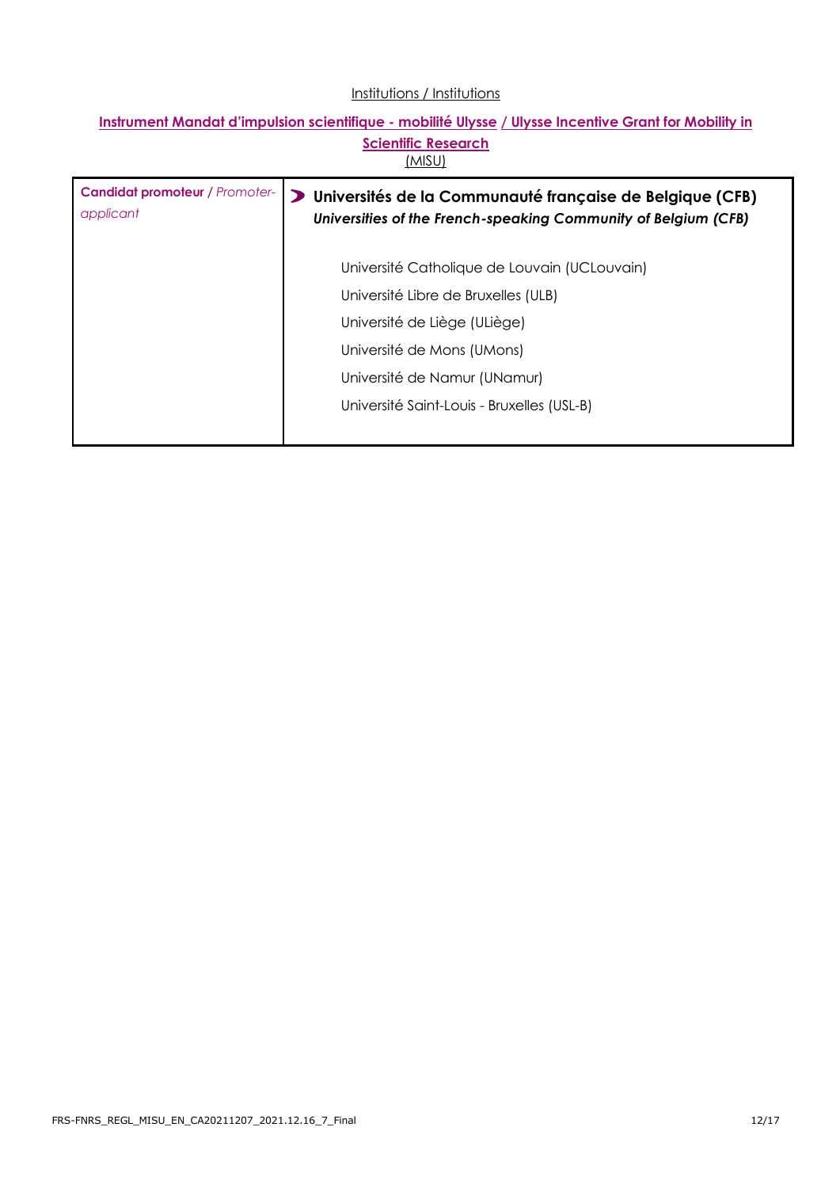Institutions / Institutions

**Instrument Mandat d'impulsion scientifique - mobilité Ulysse / Ulysse Incentive Grant for Mobility in Scientific Research**
(MISU)

| **Candidat promoteur** / *Promoter-applicant* | **Universités de la Communauté française de Belgique (CFB)**<br>***Universities of the French-speaking Community of Belgium (CFB)***<br><br>Université Catholique de Louvain (UCLouvain)<br>Université Libre de Bruxelles (ULB)<br>Université de Liège (ULiège)<br>Université de Mons (UMons)<br>Université de Namur (UNamur)<br>Université Saint-Louis - Bruxelles (USL-B) |
|---|---|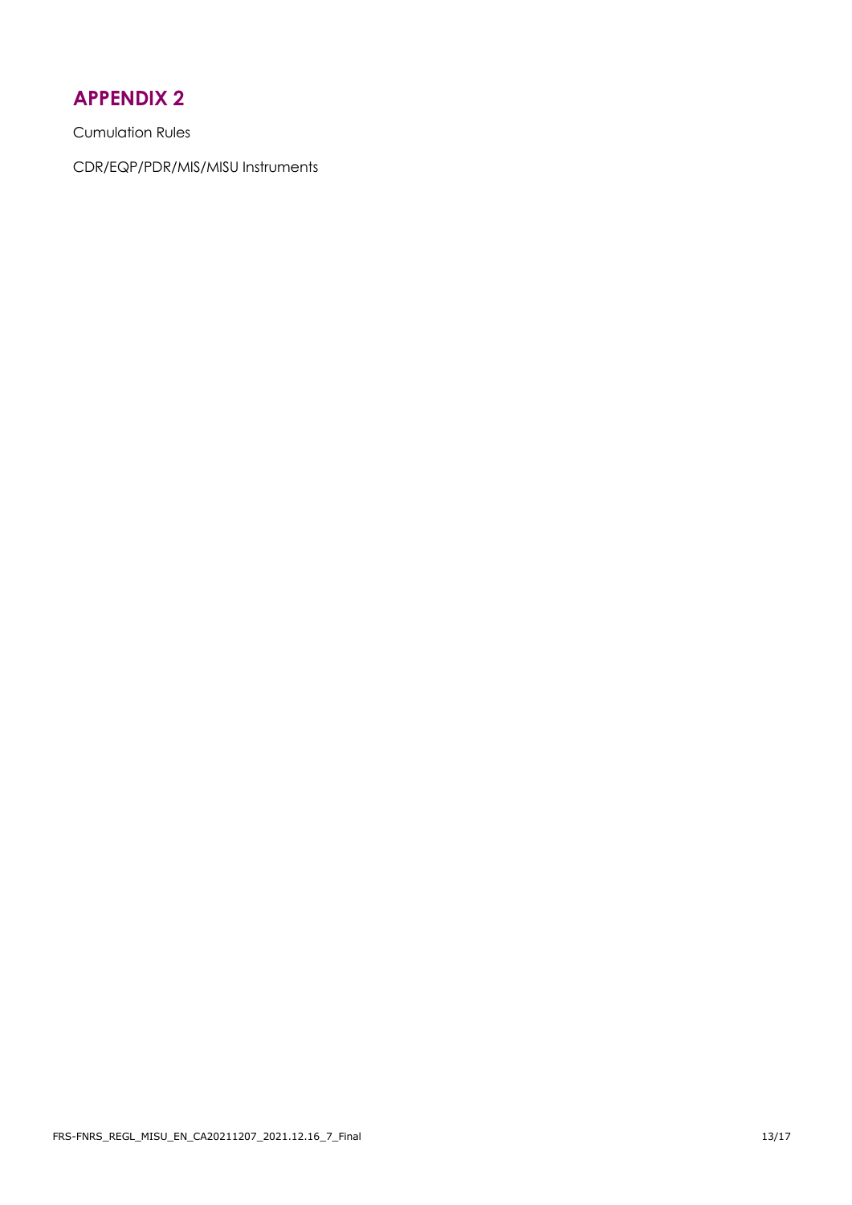# APPENDIX 2

Cumulation Rules

CDR/EQP/PDR/MIS/MISU Instruments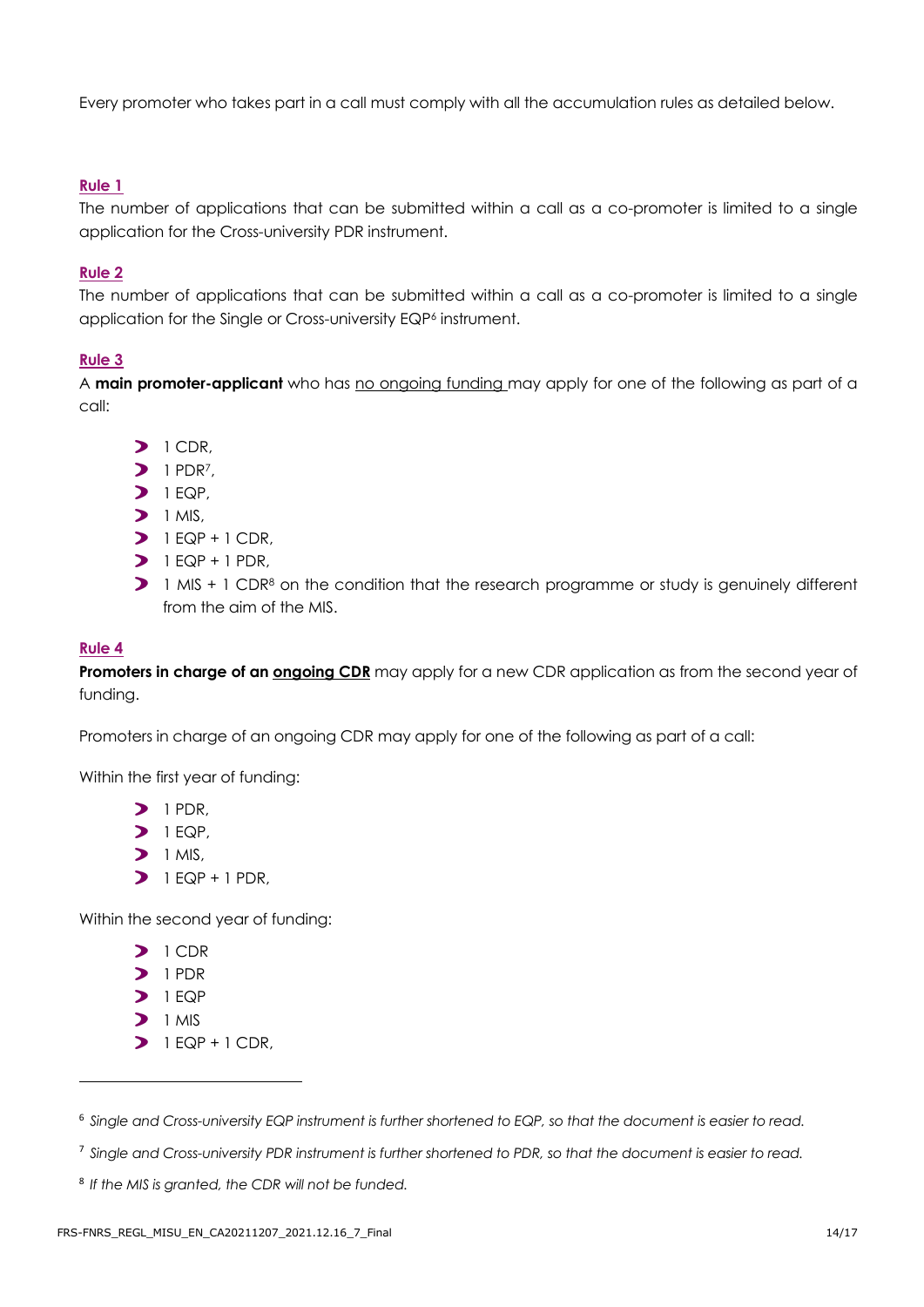Every promoter who takes part in a call must comply with all the accumulation rules as detailed below.

**Rule 1**

The number of applications that can be submitted within a call as a co-promoter is limited to a single application for the Cross-university PDR instrument.

**Rule 2**

The number of applications that can be submitted within a call as a co-promoter is limited to a single application for the Single or Cross-university EQP[6] instrument.

**Rule 3**

A **main promoter-applicant** who has no ongoing funding may apply for one of the following as part of a call:

- 1 CDR,
- 1 PDR[7],
- 1 EQP,
- 1 MIS,
- 1 EQP + 1 CDR,
- 1 EQP + 1 PDR,
- 1 MIS + 1 CDR[8] on the condition that the research programme or study is genuinely different from the aim of the MIS.

**Rule 4**

**Promoters in charge of an ongoing CDR** may apply for a new CDR application as from the second year of funding.

Promoters in charge of an ongoing CDR may apply for one of the following as part of a call:

Within the first year of funding:

- 1 PDR,
- 1 EQP,
- 1 MIS,
- 1 EQP + 1 PDR,

Within the second year of funding:

- 1 CDR
- 1 PDR
- 1 EQP
- 1 MIS
- 1 EQP + 1 CDR,

---

[6] *Single and Cross-university EQP instrument is further shortened to EQP, so that the document is easier to read.*

[7] *Single and Cross-university PDR instrument is further shortened to PDR, so that the document is easier to read.*

[8] *If the MIS is granted, the CDR will not be funded.*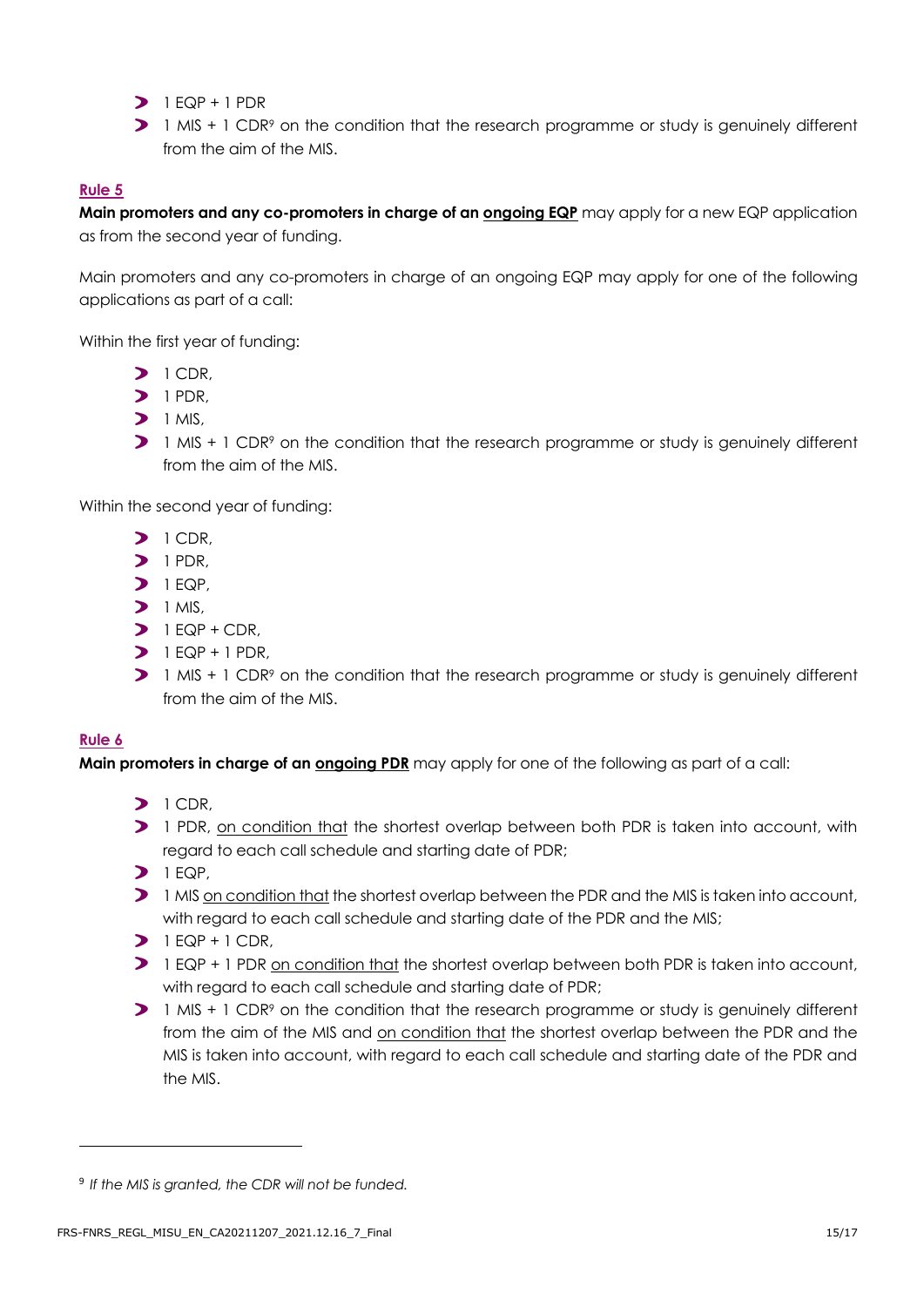- 1 EQP + 1 PDR
- 1 MIS + 1 CDR[9] on the condition that the research programme or study is genuinely different from the aim of the MIS.

### Rule 5

**Main promoters and any co-promoters in charge of an ongoing EQP** may apply for a new EQP application as from the second year of funding.

Main promoters and any co-promoters in charge of an ongoing EQP may apply for one of the following applications as part of a call:

Within the first year of funding:

- 1 CDR,
- 1 PDR,
- 1 MIS,
- 1 MIS + 1 CDR[9] on the condition that the research programme or study is genuinely different from the aim of the MIS.

Within the second year of funding:

- 1 CDR,
- 1 PDR,
- 1 EQP,
- 1 MIS,
- 1 EQP + CDR,
- 1 EQP + 1 PDR,
- 1 MIS + 1 CDR[9] on the condition that the research programme or study is genuinely different from the aim of the MIS.

### Rule 6

**Main promoters in charge of an ongoing PDR** may apply for one of the following as part of a call:

- 1 CDR,
- 1 PDR, on condition that the shortest overlap between both PDR is taken into account, with regard to each call schedule and starting date of PDR;
- 1 EQP,
- 1 MIS on condition that the shortest overlap between the PDR and the MIS is taken into account, with regard to each call schedule and starting date of the PDR and the MIS;
- 1 EQP + 1 CDR,
- 1 EQP + 1 PDR on condition that the shortest overlap between both PDR is taken into account, with regard to each call schedule and starting date of PDR;
- 1 MIS + 1 CDR[9] on the condition that the research programme or study is genuinely different from the aim of the MIS and on condition that the shortest overlap between the PDR and the MIS is taken into account, with regard to each call schedule and starting date of the PDR and the MIS.

---

[9] *If the MIS is granted, the CDR will not be funded.*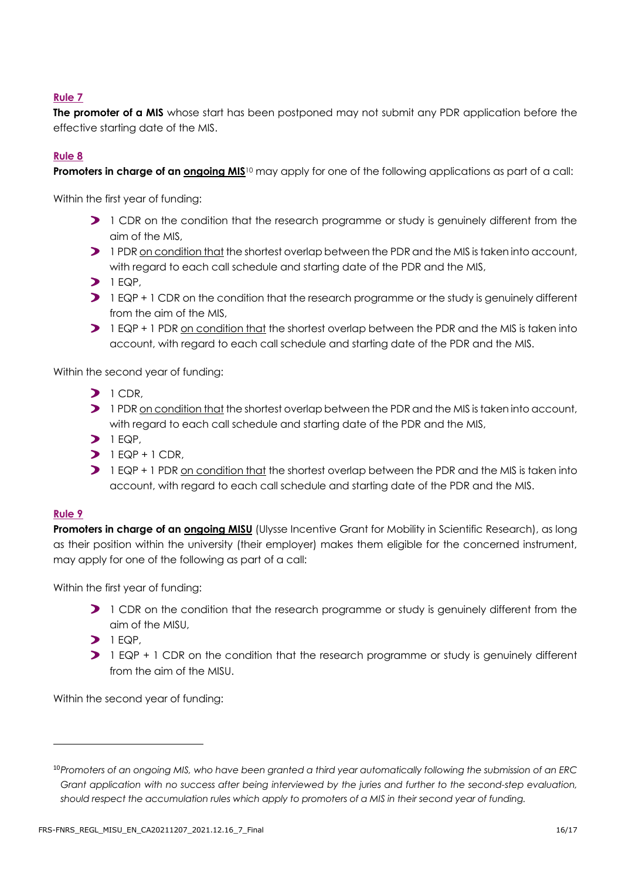**Rule 7**

**The promoter of a MIS** whose start has been postponed may not submit any PDR application before the effective starting date of the MIS.

**Rule 8**

**Promoters in charge of an <u>ongoing MIS</u>**[10] may apply for one of the following applications as part of a call:

Within the first year of funding:

- 1 CDR on the condition that the research programme or study is genuinely different from the aim of the MIS,
- 1 PDR <u>on condition that</u> the shortest overlap between the PDR and the MIS is taken into account, with regard to each call schedule and starting date of the PDR and the MIS,
- 1 EQP,
- 1 EQP + 1 CDR on the condition that the research programme or the study is genuinely different from the aim of the MIS,
- 1 EQP + 1 PDR <u>on condition that</u> the shortest overlap between the PDR and the MIS is taken into account, with regard to each call schedule and starting date of the PDR and the MIS.

Within the second year of funding:

- 1 CDR,
- 1 PDR <u>on condition that</u> the shortest overlap between the PDR and the MIS is taken into account, with regard to each call schedule and starting date of the PDR and the MIS,
- 1 EQP,
- 1 EQP + 1 CDR,
- 1 EQP + 1 PDR <u>on condition that</u> the shortest overlap between the PDR and the MIS is taken into account, with regard to each call schedule and starting date of the PDR and the MIS.

**Rule 9**

**Promoters in charge of an <u>ongoing MISU</u>** (Ulysse Incentive Grant for Mobility in Scientific Research), as long as their position within the university (their employer) makes them eligible for the concerned instrument, may apply for one of the following as part of a call:

Within the first year of funding:

- 1 CDR on the condition that the research programme or study is genuinely different from the aim of the MISU,
- 1 EQP,
- 1 EQP + 1 CDR on the condition that the research programme or study is genuinely different from the aim of the MISU.

Within the second year of funding:

---

[10] *Promoters of an ongoing MIS, who have been granted a third year automatically following the submission of an ERC Grant application with no success after being interviewed by the juries and further to the second-step evaluation, should respect the accumulation rules which apply to promoters of a MIS in their second year of funding.*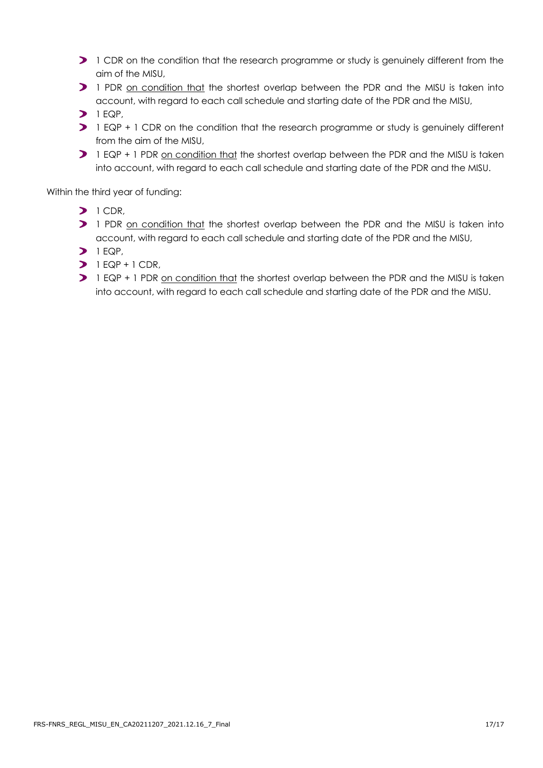- 1 CDR on the condition that the research programme or study is genuinely different from the aim of the MISU,
- 1 PDR on condition that the shortest overlap between the PDR and the MISU is taken into account, with regard to each call schedule and starting date of the PDR and the MISU,
- 1 EQP,
- 1 EQP + 1 CDR on the condition that the research programme or study is genuinely different from the aim of the MISU,
- 1 EQP + 1 PDR on condition that the shortest overlap between the PDR and the MISU is taken into account, with regard to each call schedule and starting date of the PDR and the MISU.

Within the third year of funding:

- 1 CDR,
- 1 PDR on condition that the shortest overlap between the PDR and the MISU is taken into account, with regard to each call schedule and starting date of the PDR and the MISU,
- 1 EQP,
- 1 EQP + 1 CDR,
- 1 EQP + 1 PDR on condition that the shortest overlap between the PDR and the MISU is taken into account, with regard to each call schedule and starting date of the PDR and the MISU.